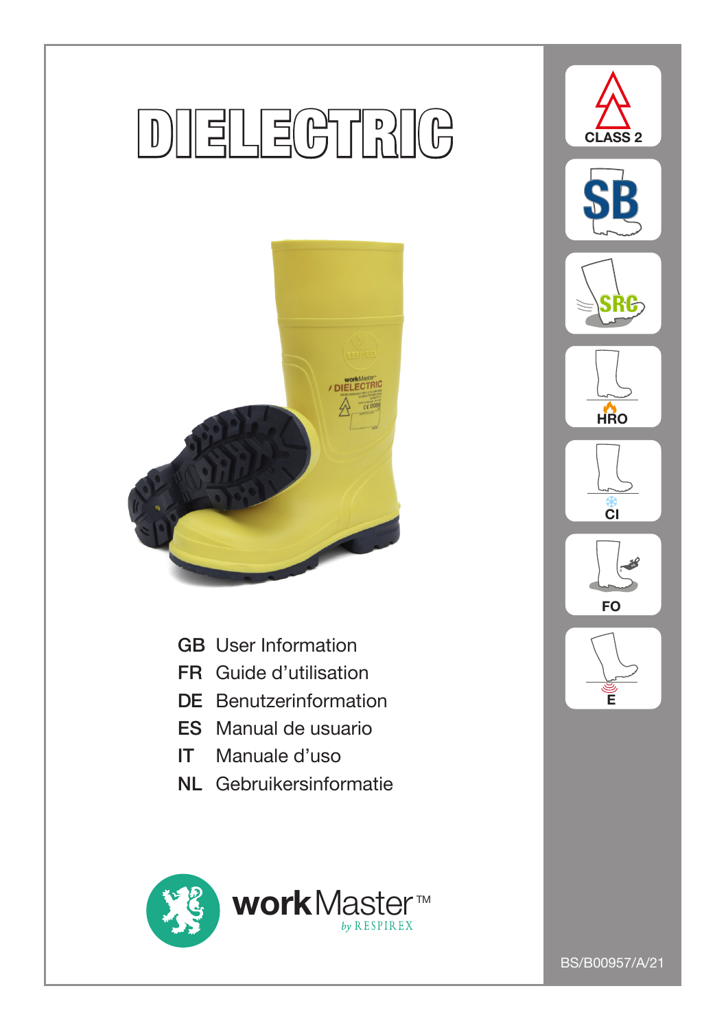# DIELECTRIC

GB User Information
FR Guide d'utilisation
DE Benutzerinformation
ES Manual de usuario
IT Manuale d'uso
NL Gebruikersinformatie

workMaster™ by RESPIREX

CLASS 2

SB

SRC

HRO

CI

FO

E

BS/B00957/A/21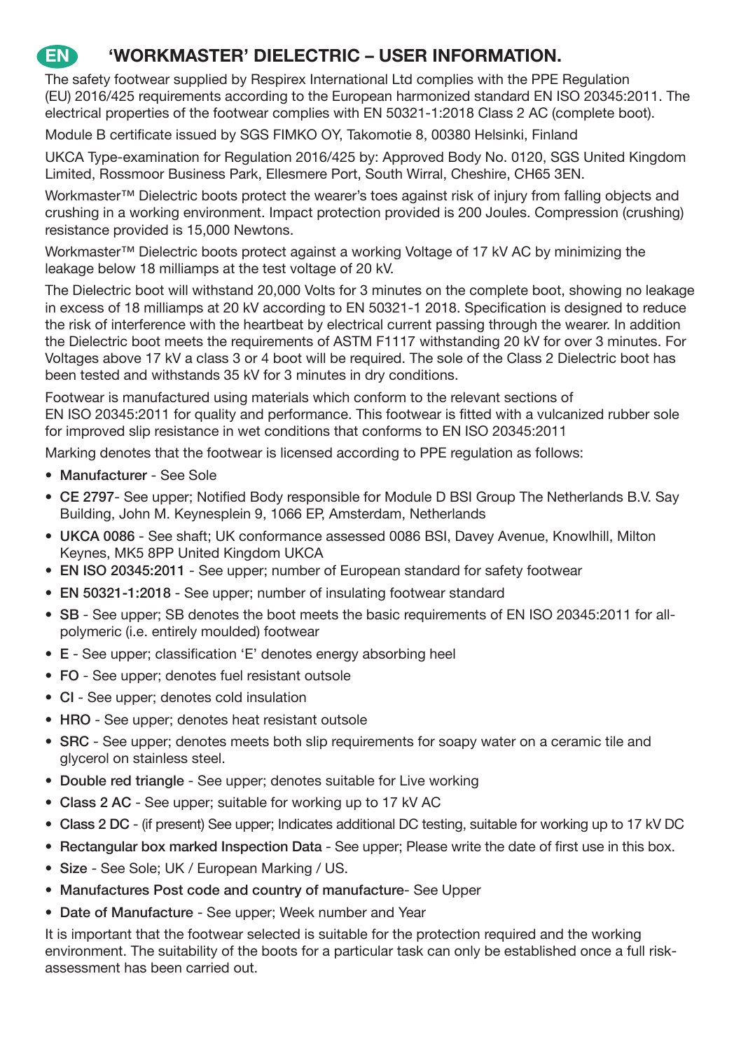# EN 'WORKMASTER' DIELECTRIC – USER INFORMATION.

The safety footwear supplied by Respirex International Ltd complies with the PPE Regulation (EU) 2016/425 requirements according to the European harmonized standard EN ISO 20345:2011. The electrical properties of the footwear complies with EN 50321-1:2018 Class 2 AC (complete boot).

Module B certificate issued by SGS FIMKO OY, Takomotie 8, 00380 Helsinki, Finland

UKCA Type-examination for Regulation 2016/425 by: Approved Body No. 0120, SGS United Kingdom Limited, Rossmoor Business Park, Ellesmere Port, South Wirral, Cheshire, CH65 3EN.

Workmaster™ Dielectric boots protect the wearer's toes against risk of injury from falling objects and crushing in a working environment. Impact protection provided is 200 Joules. Compression (crushing) resistance provided is 15,000 Newtons.

Workmaster™ Dielectric boots protect against a working Voltage of 17 kV AC by minimizing the leakage below 18 milliamps at the test voltage of 20 kV.

The Dielectric boot will withstand 20,000 Volts for 3 minutes on the complete boot, showing no leakage in excess of 18 milliamps at 20 kV according to EN 50321-1 2018. Specification is designed to reduce the risk of interference with the heartbeat by electrical current passing through the wearer. In addition the Dielectric boot meets the requirements of ASTM F1117 withstanding 20 kV for over 3 minutes. For Voltages above 17 kV a class 3 or 4 boot will be required. The sole of the Class 2 Dielectric boot has been tested and withstands 35 kV for 3 minutes in dry conditions.

Footwear is manufactured using materials which conform to the relevant sections of EN ISO 20345:2011 for quality and performance. This footwear is fitted with a vulcanized rubber sole for improved slip resistance in wet conditions that conforms to EN ISO 20345:2011

Marking denotes that the footwear is licensed according to PPE regulation as follows:

- **Manufacturer** - See Sole
- **CE 2797**- See upper; Notified Body responsible for Module D BSI Group The Netherlands B.V. Say Building, John M. Keynesplein 9, 1066 EP, Amsterdam, Netherlands
- **UKCA 0086** - See shaft; UK conformance assessed 0086 BSI, Davey Avenue, Knowlhill, Milton Keynes, MK5 8PP United Kingdom UKCA
- **EN ISO 20345:2011** - See upper; number of European standard for safety footwear
- **EN 50321-1:2018** - See upper; number of insulating footwear standard
- **SB** - See upper; SB denotes the boot meets the basic requirements of EN ISO 20345:2011 for all-polymeric (i.e. entirely moulded) footwear
- **E** - See upper; classification 'E' denotes energy absorbing heel
- **FO** - See upper; denotes fuel resistant outsole
- **CI** - See upper; denotes cold insulation
- **HRO** - See upper; denotes heat resistant outsole
- **SRC** - See upper; denotes meets both slip requirements for soapy water on a ceramic tile and glycerol on stainless steel.
- **Double red triangle** - See upper; denotes suitable for Live working
- **Class 2 AC** - See upper; suitable for working up to 17 kV AC
- **Class 2 DC** - (if present) See upper; Indicates additional DC testing, suitable for working up to 17 kV DC
- **Rectangular box marked Inspection Data** - See upper; Please write the date of first use in this box.
- **Size** - See Sole; UK / European Marking / US.
- **Manufactures Post code and country of manufacture**- See Upper
- **Date of Manufacture** - See upper; Week number and Year

It is important that the footwear selected is suitable for the protection required and the working environment. The suitability of the boots for a particular task can only be established once a full risk-assessment has been carried out.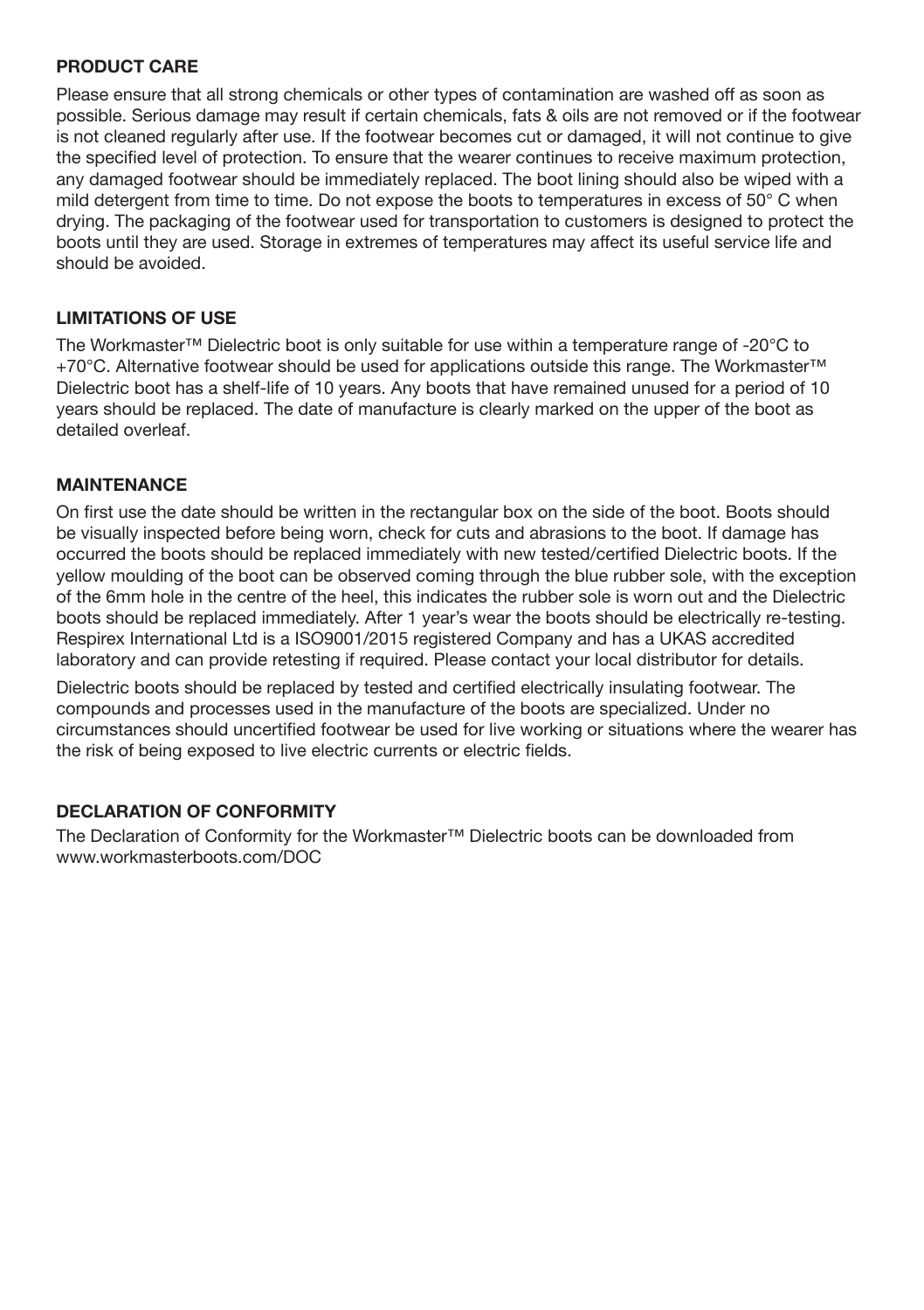## PRODUCT CARE

Please ensure that all strong chemicals or other types of contamination are washed off as soon as possible. Serious damage may result if certain chemicals, fats & oils are not removed or if the footwear is not cleaned regularly after use. If the footwear becomes cut or damaged, it will not continue to give the specified level of protection. To ensure that the wearer continues to receive maximum protection, any damaged footwear should be immediately replaced. The boot lining should also be wiped with a mild detergent from time to time. Do not expose the boots to temperatures in excess of 50° C when drying. The packaging of the footwear used for transportation to customers is designed to protect the boots until they are used. Storage in extremes of temperatures may affect its useful service life and should be avoided.

## LIMITATIONS OF USE

The Workmaster™ Dielectric boot is only suitable for use within a temperature range of -20°C to +70°C. Alternative footwear should be used for applications outside this range. The Workmaster™ Dielectric boot has a shelf-life of 10 years. Any boots that have remained unused for a period of 10 years should be replaced. The date of manufacture is clearly marked on the upper of the boot as detailed overleaf.

## MAINTENANCE

On first use the date should be written in the rectangular box on the side of the boot. Boots should be visually inspected before being worn, check for cuts and abrasions to the boot. If damage has occurred the boots should be replaced immediately with new tested/certified Dielectric boots. If the yellow moulding of the boot can be observed coming through the blue rubber sole, with the exception of the 6mm hole in the centre of the heel, this indicates the rubber sole is worn out and the Dielectric boots should be replaced immediately. After 1 year's wear the boots should be electrically re-testing. Respirex International Ltd is a ISO9001/2015 registered Company and has a UKAS accredited laboratory and can provide retesting if required. Please contact your local distributor for details.

Dielectric boots should be replaced by tested and certified electrically insulating footwear. The compounds and processes used in the manufacture of the boots are specialized. Under no circumstances should uncertified footwear be used for live working or situations where the wearer has the risk of being exposed to live electric currents or electric fields.

## DECLARATION OF CONFORMITY

The Declaration of Conformity for the Workmaster™ Dielectric boots can be downloaded from www.workmasterboots.com/DOC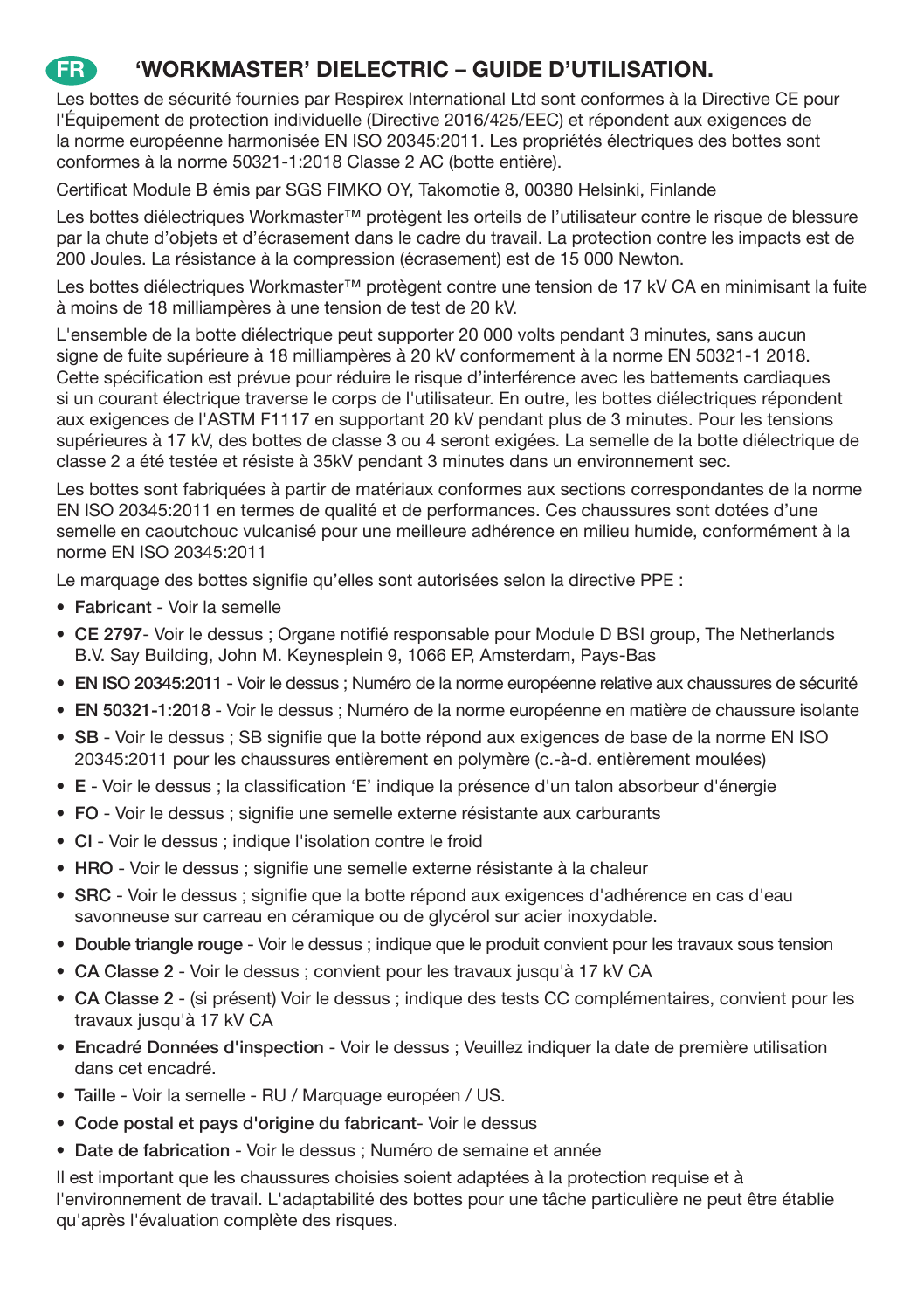# FR 'WORKMASTER' DIELECTRIC – GUIDE D'UTILISATION.

Les bottes de sécurité fournies par Respirex International Ltd sont conformes à la Directive CE pour l'Équipement de protection individuelle (Directive 2016/425/EEC) et répondent aux exigences de la norme européenne harmonisée EN ISO 20345:2011. Les propriétés électriques des bottes sont conformes à la norme 50321-1:2018 Classe 2 AC (botte entière).

Certificat Module B émis par SGS FIMKO OY, Takomotie 8, 00380 Helsinki, Finlande

Les bottes diélectriques Workmaster™ protègent les orteils de l'utilisateur contre le risque de blessure par la chute d'objets et d'écrasement dans le cadre du travail. La protection contre les impacts est de 200 Joules. La résistance à la compression (écrasement) est de 15 000 Newton.

Les bottes diélectriques Workmaster™ protègent contre une tension de 17 kV CA en minimisant la fuite à moins de 18 milliampères à une tension de test de 20 kV.

L'ensemble de la botte diélectrique peut supporter 20 000 volts pendant 3 minutes, sans aucun signe de fuite supérieure à 18 milliampères à 20 kV conformement à la norme EN 50321-1 2018. Cette spécification est prévue pour réduire le risque d'interférence avec les battements cardiaques si un courant électrique traverse le corps de l'utilisateur. En outre, les bottes diélectriques répondent aux exigences de l'ASTM F1117 en supportant 20 kV pendant plus de 3 minutes. Pour les tensions supérieures à 17 kV, des bottes de classe 3 ou 4 seront exigées. La semelle de la botte diélectrique de classe 2 a été testée et résiste à 35kV pendant 3 minutes dans un environnement sec.

Les bottes sont fabriquées à partir de matériaux conformes aux sections correspondantes de la norme EN ISO 20345:2011 en termes de qualité et de performances. Ces chaussures sont dotées d'une semelle en caoutchouc vulcanisé pour une meilleure adhérence en milieu humide, conformément à la norme EN ISO 20345:2011

Le marquage des bottes signifie qu'elles sont autorisées selon la directive PPE :

- **Fabricant** - Voir la semelle
- **CE 2797**- Voir le dessus ; Organe notifié responsable pour Module D BSI group, The Netherlands B.V. Say Building, John M. Keynesplein 9, 1066 EP, Amsterdam, Pays-Bas
- **EN ISO 20345:2011** - Voir le dessus ; Numéro de la norme européenne relative aux chaussures de sécurité
- **EN 50321-1:2018** - Voir le dessus ; Numéro de la norme européenne en matière de chaussure isolante
- **SB** - Voir le dessus ; SB signifie que la botte répond aux exigences de base de la norme EN ISO 20345:2011 pour les chaussures entièrement en polymère (c.-à-d. entièrement moulées)
- **E** - Voir le dessus ; la classification 'E' indique la présence d'un talon absorbeur d'énergie
- **FO** - Voir le dessus ; signifie une semelle externe résistante aux carburants
- **CI** - Voir le dessus ; indique l'isolation contre le froid
- **HRO** - Voir le dessus ; signifie une semelle externe résistante à la chaleur
- **SRC** - Voir le dessus ; signifie que la botte répond aux exigences d'adhérence en cas d'eau savonneuse sur carreau en céramique ou de glycérol sur acier inoxydable.
- **Double triangle rouge** - Voir le dessus ; indique que le produit convient pour les travaux sous tension
- **CA Classe 2** - Voir le dessus ; convient pour les travaux jusqu'à 17 kV CA
- **CA Classe 2** - (si présent) Voir le dessus ; indique des tests CC complémentaires, convient pour les travaux jusqu'à 17 kV CA
- **Encadré Données d'inspection** - Voir le dessus ; Veuillez indiquer la date de première utilisation dans cet encadré.
- **Taille** - Voir la semelle - RU / Marquage européen / US.
- **Code postal et pays d'origine du fabricant**- Voir le dessus
- **Date de fabrication** - Voir le dessus ; Numéro de semaine et année

Il est important que les chaussures choisies soient adaptées à la protection requise et à l'environnement de travail. L'adaptabilité des bottes pour une tâche particulière ne peut être établie qu'après l'évaluation complète des risques.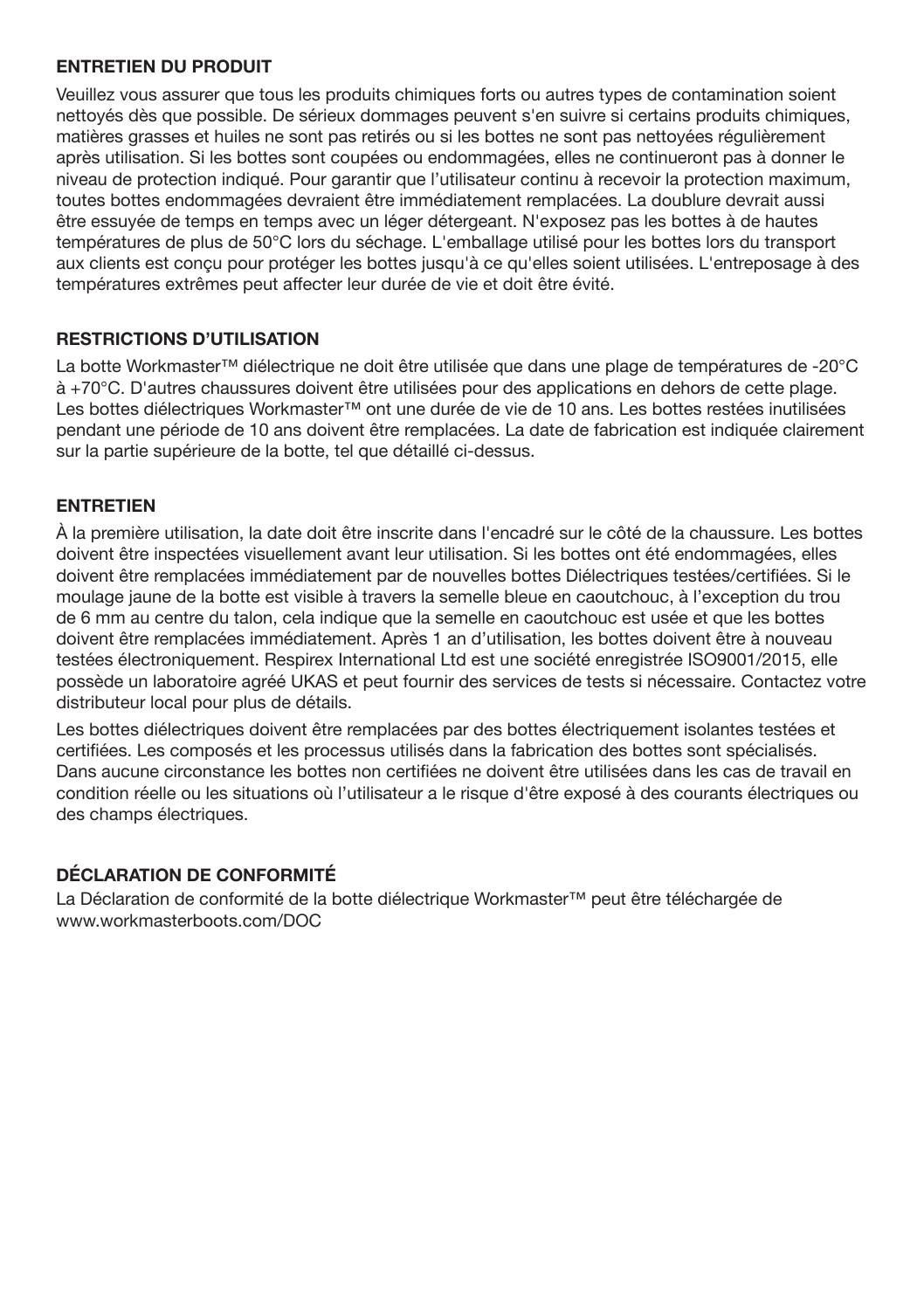## ENTRETIEN DU PRODUIT

Veuillez vous assurer que tous les produits chimiques forts ou autres types de contamination soient nettoyés dès que possible. De sérieux dommages peuvent s'en suivre si certains produits chimiques, matières grasses et huiles ne sont pas retirés ou si les bottes ne sont pas nettoyées régulièrement après utilisation. Si les bottes sont coupées ou endommagées, elles ne continueront pas à donner le niveau de protection indiqué. Pour garantir que l'utilisateur continu à recevoir la protection maximum, toutes bottes endommagées devraient être immédiatement remplacées. La doublure devrait aussi être essuyée de temps en temps avec un léger détergeant. N'exposez pas les bottes à de hautes températures de plus de 50°C lors du séchage. L'emballage utilisé pour les bottes lors du transport aux clients est conçu pour protéger les bottes jusqu'à ce qu'elles soient utilisées. L'entreposage à des températures extrêmes peut affecter leur durée de vie et doit être évité.

## RESTRICTIONS D'UTILISATION

La botte Workmaster™ diélectrique ne doit être utilisée que dans une plage de températures de -20°C à +70°C. D'autres chaussures doivent être utilisées pour des applications en dehors de cette plage. Les bottes diélectriques Workmaster™ ont une durée de vie de 10 ans. Les bottes restées inutilisées pendant une période de 10 ans doivent être remplacées. La date de fabrication est indiquée clairement sur la partie supérieure de la botte, tel que détaillé ci-dessus.

## ENTRETIEN

À la première utilisation, la date doit être inscrite dans l'encadré sur le côté de la chaussure. Les bottes doivent être inspectées visuellement avant leur utilisation. Si les bottes ont été endommagées, elles doivent être remplacées immédiatement par de nouvelles bottes Diélectriques testées/certifiées. Si le moulage jaune de la botte est visible à travers la semelle bleue en caoutchouc, à l'exception du trou de 6 mm au centre du talon, cela indique que la semelle en caoutchouc est usée et que les bottes doivent être remplacées immédiatement. Après 1 an d'utilisation, les bottes doivent être à nouveau testées électroniquement. Respirex International Ltd est une société enregistrée ISO9001/2015, elle possède un laboratoire agréé UKAS et peut fournir des services de tests si nécessaire. Contactez votre distributeur local pour plus de détails.

Les bottes diélectriques doivent être remplacées par des bottes électriquement isolantes testées et certifiées. Les composés et les processus utilisés dans la fabrication des bottes sont spécialisés. Dans aucune circonstance les bottes non certifiées ne doivent être utilisées dans les cas de travail en condition réelle ou les situations où l'utilisateur a le risque d'être exposé à des courants électriques ou des champs électriques.

## DÉCLARATION DE CONFORMITÉ

La Déclaration de conformité de la botte diélectrique Workmaster™ peut être téléchargée de www.workmasterboots.com/DOC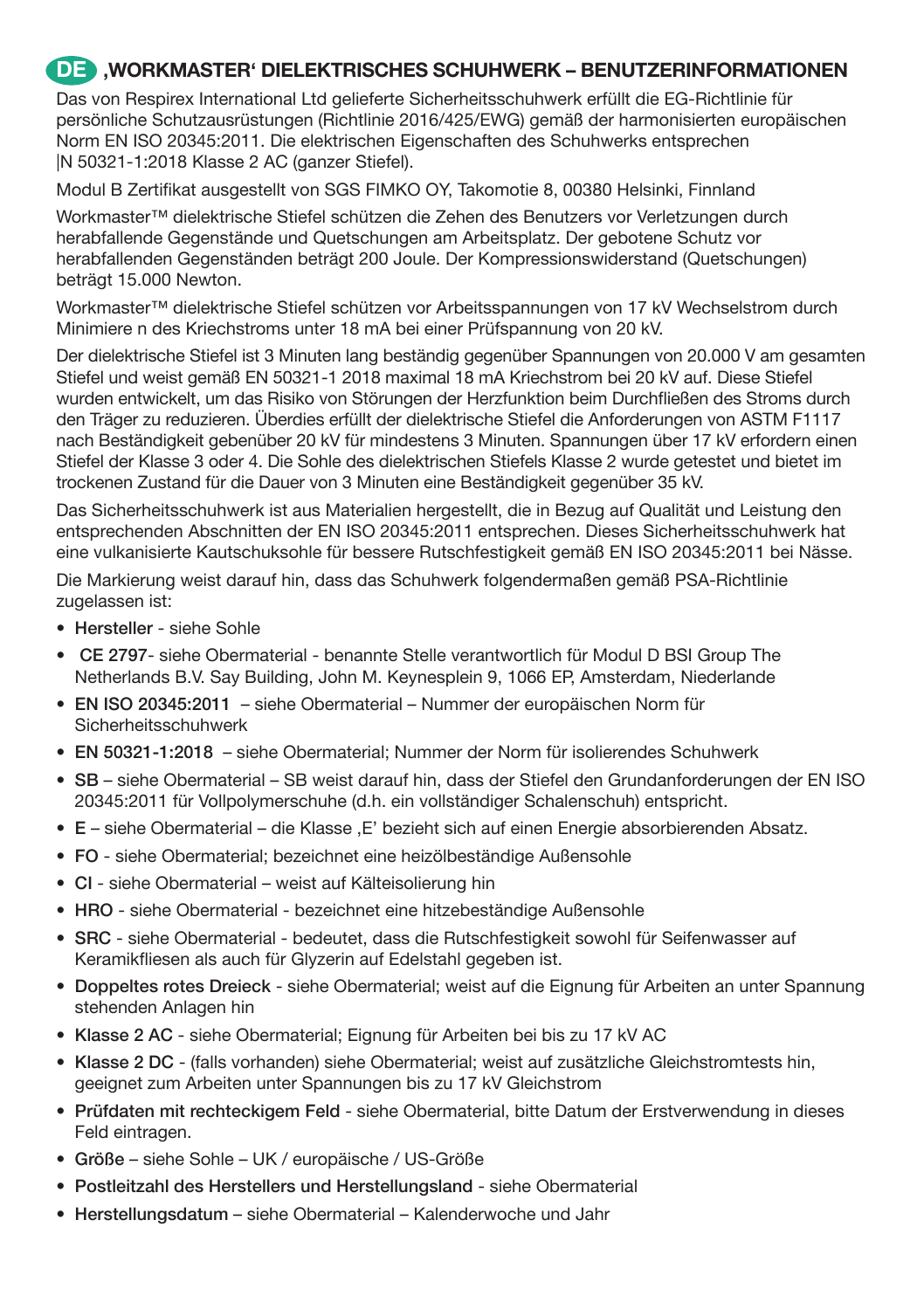# DE ‚WORKMASTER' DIELEKTRISCHES SCHUHWERK – BENUTZERINFORMATIONEN

Das von Respirex International Ltd gelieferte Sicherheitsschuhwerk erfüllt die EG-Richtlinie für persönliche Schutzausrüstungen (Richtlinie 2016/425/EWG) gemäß der harmonisierten europäischen Norm EN ISO 20345:2011. Die elektrischen Eigenschaften des Schuhwerks entsprechen |N 50321-1:2018 Klasse 2 AC (ganzer Stiefel).

Modul B Zertifikat ausgestellt von SGS FIMKO OY, Takomotie 8, 00380 Helsinki, Finnland

Workmaster™ dielektrische Stiefel schützen die Zehen des Benutzers vor Verletzungen durch herabfallende Gegenstände und Quetschungen am Arbeitsplatz. Der gebotene Schutz vor herabfallenden Gegenständen beträgt 200 Joule. Der Kompressionswiderstand (Quetschungen) beträgt 15.000 Newton.

Workmaster™ dielektrische Stiefel schützen vor Arbeitsspannungen von 17 kV Wechselstrom durch Minimiere n des Kriechstroms unter 18 mA bei einer Prüfspannung von 20 kV.

Der dielektrische Stiefel ist 3 Minuten lang beständig gegenüber Spannungen von 20.000 V am gesamten Stiefel und weist gemäß EN 50321-1 2018 maximal 18 mA Kriechstrom bei 20 kV auf. Diese Stiefel wurden entwickelt, um das Risiko von Störungen der Herzfunktion beim Durchfließen des Stroms durch den Träger zu reduzieren. Überdies erfüllt der dielektrische Stiefel die Anforderungen von ASTM F1117 nach Beständigkeit gebenüber 20 kV für mindestens 3 Minuten. Spannungen über 17 kV erfordern einen Stiefel der Klasse 3 oder 4. Die Sohle des dielektrischen Stiefels Klasse 2 wurde getestet und bietet im trockenen Zustand für die Dauer von 3 Minuten eine Beständigkeit gegenüber 35 kV.

Das Sicherheitsschuhwerk ist aus Materialien hergestellt, die in Bezug auf Qualität und Leistung den entsprechenden Abschnitten der EN ISO 20345:2011 entsprechen. Dieses Sicherheitsschuhwerk hat eine vulkanisierte Kautschuksohle für bessere Rutschfestigkeit gemäß EN ISO 20345:2011 bei Nässe.

Die Markierung weist darauf hin, dass das Schuhwerk folgendermaßen gemäß PSA-Richtlinie zugelassen ist:

- **Hersteller** - siehe Sohle
- **CE 2797**- siehe Obermaterial - benannte Stelle verantwortlich für Modul D BSI Group The Netherlands B.V. Say Building, John M. Keynesplein 9, 1066 EP, Amsterdam, Niederlande
- **EN ISO 20345:2011** – siehe Obermaterial – Nummer der europäischen Norm für Sicherheitsschuhwerk
- **EN 50321-1:2018** – siehe Obermaterial; Nummer der Norm für isolierendes Schuhwerk
- **SB** – siehe Obermaterial – SB weist darauf hin, dass der Stiefel den Grundanforderungen der EN ISO 20345:2011 für Vollpolymerschuhe (d.h. ein vollständiger Schalenschuh) entspricht.
- **E** – siehe Obermaterial – die Klasse ‚E' bezieht sich auf einen Energie absorbierenden Absatz.
- **FO** - siehe Obermaterial; bezeichnet eine heizölbeständige Außensohle
- **CI** - siehe Obermaterial – weist auf Kälteisolierung hin
- **HRO** - siehe Obermaterial - bezeichnet eine hitzebeständige Außensohle
- **SRC** - siehe Obermaterial - bedeutet, dass die Rutschfestigkeit sowohl für Seifenwasser auf Keramikfliesen als auch für Glyzerin auf Edelstahl gegeben ist.
- **Doppeltes rotes Dreieck** - siehe Obermaterial; weist auf die Eignung für Arbeiten an unter Spannung stehenden Anlagen hin
- **Klasse 2 AC** - siehe Obermaterial; Eignung für Arbeiten bei bis zu 17 kV AC
- **Klasse 2 DC** - (falls vorhanden) siehe Obermaterial; weist auf zusätzliche Gleichstromtests hin, geeignet zum Arbeiten unter Spannungen bis zu 17 kV Gleichstrom
- **Prüfdaten mit rechteckigem Feld** - siehe Obermaterial, bitte Datum der Erstverwendung in dieses Feld eintragen.
- **Größe** – siehe Sohle – UK / europäische / US-Größe
- **Postleitzahl des Herstellers und Herstellungsland** - siehe Obermaterial
- **Herstellungsdatum** – siehe Obermaterial – Kalenderwoche und Jahr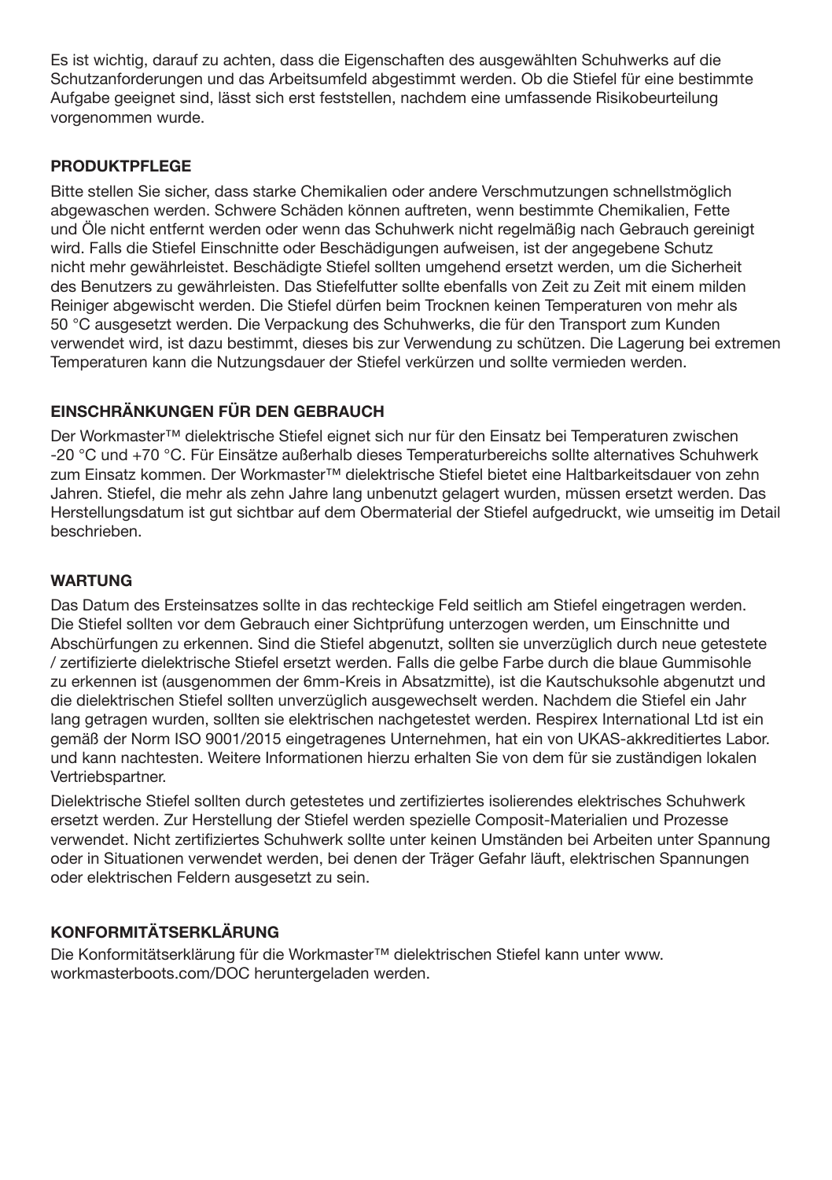Es ist wichtig, darauf zu achten, dass die Eigenschaften des ausgewählten Schuhwerks auf die Schutzanforderungen und das Arbeitsumfeld abgestimmt werden. Ob die Stiefel für eine bestimmte Aufgabe geeignet sind, lässt sich erst feststellen, nachdem eine umfassende Risikobeurteilung vorgenommen wurde.

## PRODUKTPFLEGE

Bitte stellen Sie sicher, dass starke Chemikalien oder andere Verschmutzungen schnellstmöglich abgewaschen werden. Schwere Schäden können auftreten, wenn bestimmte Chemikalien, Fette und Öle nicht entfernt werden oder wenn das Schuhwerk nicht regelmäßig nach Gebrauch gereinigt wird. Falls die Stiefel Einschnitte oder Beschädigungen aufweisen, ist der angegebene Schutz nicht mehr gewährleistet. Beschädigte Stiefel sollten umgehend ersetzt werden, um die Sicherheit des Benutzers zu gewährleisten. Das Stiefelfutter sollte ebenfalls von Zeit zu Zeit mit einem milden Reiniger abgewischt werden. Die Stiefel dürfen beim Trocknen keinen Temperaturen von mehr als 50 °C ausgesetzt werden. Die Verpackung des Schuhwerks, die für den Transport zum Kunden verwendet wird, ist dazu bestimmt, dieses bis zur Verwendung zu schützen. Die Lagerung bei extremen Temperaturen kann die Nutzungsdauer der Stiefel verkürzen und sollte vermieden werden.

## EINSCHRÄNKUNGEN FÜR DEN GEBRAUCH

Der Workmaster™ dielektrische Stiefel eignet sich nur für den Einsatz bei Temperaturen zwischen -20 °C und +70 °C. Für Einsätze außerhalb dieses Temperaturbereichs sollte alternatives Schuhwerk zum Einsatz kommen. Der Workmaster™ dielektrische Stiefel bietet eine Haltbarkeitsdauer von zehn Jahren. Stiefel, die mehr als zehn Jahre lang unbenutzt gelagert wurden, müssen ersetzt werden. Das Herstellungsdatum ist gut sichtbar auf dem Obermaterial der Stiefel aufgedruckt, wie umseitig im Detail beschrieben.

## WARTUNG

Das Datum des Ersteinsatzes sollte in das rechteckige Feld seitlich am Stiefel eingetragen werden. Die Stiefel sollten vor dem Gebrauch einer Sichtprüfung unterzogen werden, um Einschnitte und Abschürfungen zu erkennen. Sind die Stiefel abgenutzt, sollten sie unverzüglich durch neue getestete / zertifizierte dielektrische Stiefel ersetzt werden. Falls die gelbe Farbe durch die blaue Gummisohle zu erkennen ist (ausgenommen der 6mm-Kreis in Absatzmitte), ist die Kautschuksohle abgenutzt und die dielektrischen Stiefel sollten unverzüglich ausgewechselt werden. Nachdem die Stiefel ein Jahr lang getragen wurden, sollten sie elektrischen nachgetestet werden. Respirex International Ltd ist ein gemäß der Norm ISO 9001/2015 eingetragenes Unternehmen, hat ein von UKAS-akkreditiertes Labor. und kann nachtesten. Weitere Informationen hierzu erhalten Sie von dem für sie zuständigen lokalen Vertriebspartner.

Dielektrische Stiefel sollten durch getestetes und zertifiziertes isolierendes elektrisches Schuhwerk ersetzt werden. Zur Herstellung der Stiefel werden spezielle Composit-Materialien und Prozesse verwendet. Nicht zertifiziertes Schuhwerk sollte unter keinen Umständen bei Arbeiten unter Spannung oder in Situationen verwendet werden, bei denen der Träger Gefahr läuft, elektrischen Spannungen oder elektrischen Feldern ausgesetzt zu sein.

## KONFORMITÄTSERKLÄRUNG

Die Konformitätserklärung für die Workmaster™ dielektrischen Stiefel kann unter www.workmasterboots.com/DOC heruntergeladen werden.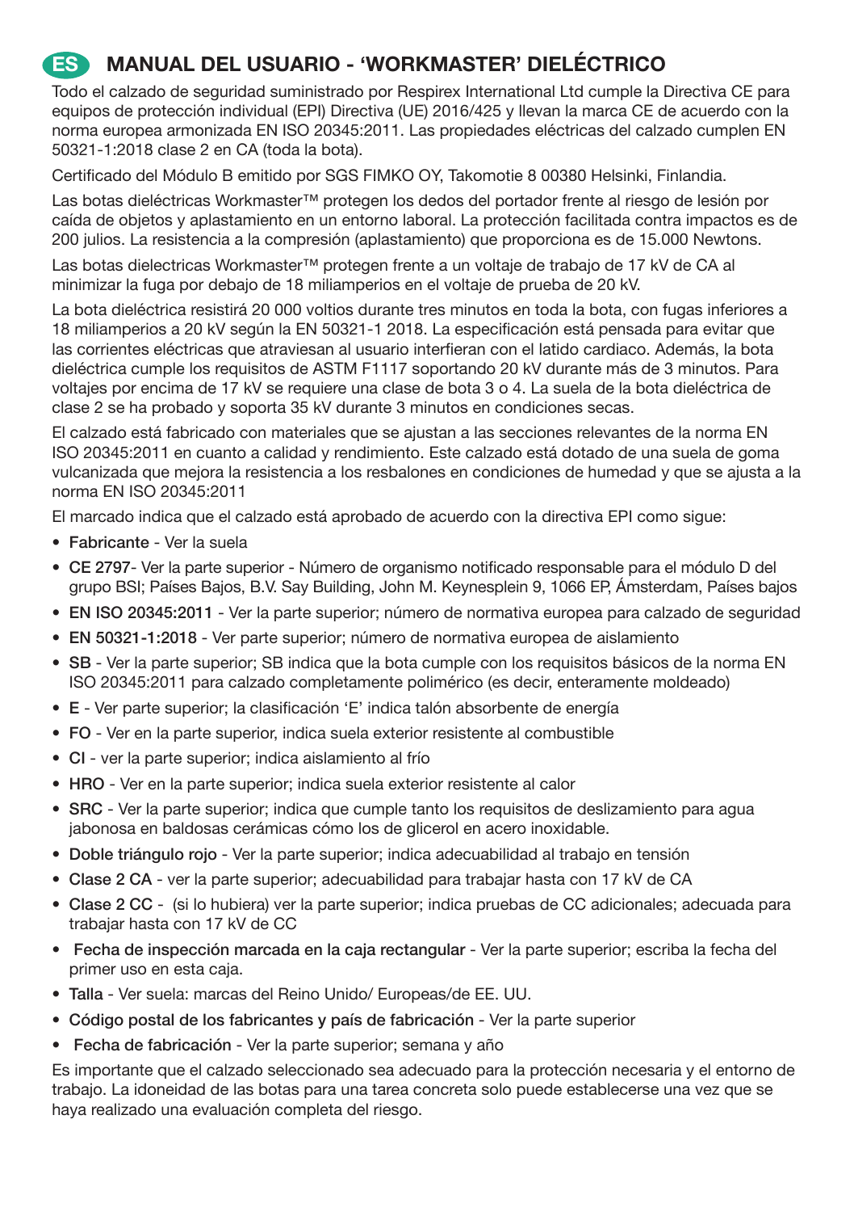# ES MANUAL DEL USUARIO - 'WORKMASTER' DIELÉCTRICO

Todo el calzado de seguridad suministrado por Respirex International Ltd cumple la Directiva CE para equipos de protección individual (EPI) Directiva (UE) 2016/425 y llevan la marca CE de acuerdo con la norma europea armonizada EN ISO 20345:2011. Las propiedades eléctricas del calzado cumplen EN 50321-1:2018 clase 2 en CA (toda la bota).

Certificado del Módulo B emitido por SGS FIMKO OY, Takomotie 8 00380 Helsinki, Finlandia.

Las botas dieléctricas Workmaster™ protegen los dedos del portador frente al riesgo de lesión por caída de objetos y aplastamiento en un entorno laboral. La protección facilitada contra impactos es de 200 julios. La resistencia a la compresión (aplastamiento) que proporciona es de 15.000 Newtons.

Las botas dielectricas Workmaster™ protegen frente a un voltaje de trabajo de 17 kV de CA al minimizar la fuga por debajo de 18 miliamperios en el voltaje de prueba de 20 kV.

La bota dieléctrica resistirá 20 000 voltios durante tres minutos en toda la bota, con fugas inferiores a 18 miliamperios a 20 kV según la EN 50321-1 2018. La especificación está pensada para evitar que las corrientes eléctricas que atraviesan al usuario interfieran con el latido cardiaco. Además, la bota dieléctrica cumple los requisitos de ASTM F1117 soportando 20 kV durante más de 3 minutos. Para voltajes por encima de 17 kV se requiere una clase de bota 3 o 4. La suela de la bota dieléctrica de clase 2 se ha probado y soporta 35 kV durante 3 minutos en condiciones secas.

El calzado está fabricado con materiales que se ajustan a las secciones relevantes de la norma EN ISO 20345:2011 en cuanto a calidad y rendimiento. Este calzado está dotado de una suela de goma vulcanizada que mejora la resistencia a los resbalones en condiciones de humedad y que se ajusta a la norma EN ISO 20345:2011

El marcado indica que el calzado está aprobado de acuerdo con la directiva EPI como sigue:

- **Fabricante** - Ver la suela
- **CE 2797**- Ver la parte superior - Número de organismo notificado responsable para el módulo D del grupo BSI; Países Bajos, B.V. Say Building, John M. Keynesplein 9, 1066 EP, Ámsterdam, Países bajos
- **EN ISO 20345:2011** - Ver la parte superior; número de normativa europea para calzado de seguridad
- **EN 50321-1:2018** - Ver parte superior; número de normativa europea de aislamiento
- **SB** - Ver la parte superior; SB indica que la bota cumple con los requisitos básicos de la norma EN ISO 20345:2011 para calzado completamente polimérico (es decir, enteramente moldeado)
- **E** - Ver parte superior; la clasificación 'E' indica talón absorbente de energía
- **FO** - Ver en la parte superior, indica suela exterior resistente al combustible
- **CI** - ver la parte superior; indica aislamiento al frío
- **HRO** - Ver en la parte superior; indica suela exterior resistente al calor
- **SRC** - Ver la parte superior; indica que cumple tanto los requisitos de deslizamiento para agua jabonosa en baldosas cerámicas cómo los de glicerol en acero inoxidable.
- **Doble triángulo rojo** - Ver la parte superior; indica adecuabilidad al trabajo en tensión
- **Clase 2 CA** - ver la parte superior; adecuabilidad para trabajar hasta con 17 kV de CA
- **Clase 2 CC** - (si lo hubiera) ver la parte superior; indica pruebas de CC adicionales; adecuada para trabajar hasta con 17 kV de CC
- **Fecha de inspección marcada en la caja rectangular** - Ver la parte superior; escriba la fecha del primer uso en esta caja.
- **Talla** - Ver suela: marcas del Reino Unido/ Europeas/de EE. UU.
- **Código postal de los fabricantes y país de fabricación** - Ver la parte superior
- **Fecha de fabricación** - Ver la parte superior; semana y año

Es importante que el calzado seleccionado sea adecuado para la protección necesaria y el entorno de trabajo. La idoneidad de las botas para una tarea concreta solo puede establecerse una vez que se haya realizado una evaluación completa del riesgo.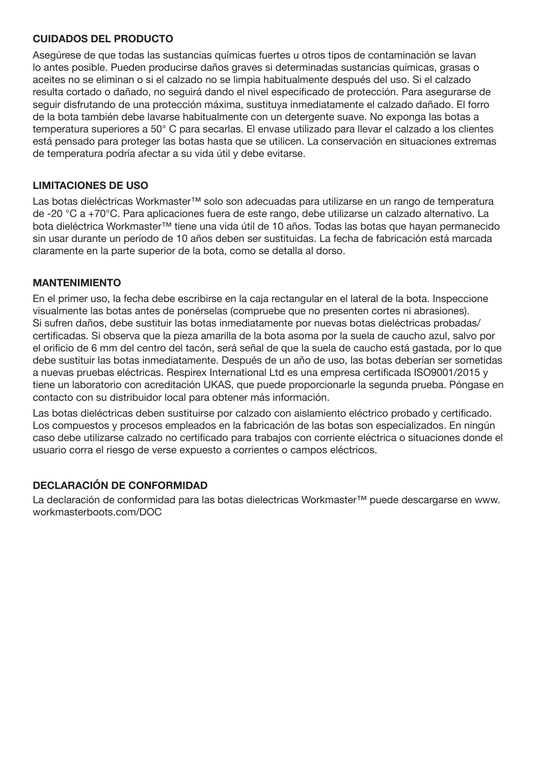## CUIDADOS DEL PRODUCTO

Asegúrese de que todas las sustancias químicas fuertes u otros tipos de contaminación se lavan lo antes posible. Pueden producirse daños graves si determinadas sustancias químicas, grasas o aceites no se eliminan o si el calzado no se limpia habitualmente después del uso. Si el calzado resulta cortado o dañado, no seguirá dando el nivel especificado de protección. Para asegurarse de seguir disfrutando de una protección máxima, sustituya inmediatamente el calzado dañado. El forro de la bota también debe lavarse habitualmente con un detergente suave. No exponga las botas a temperatura superiores a 50° C para secarlas. El envase utilizado para llevar el calzado a los clientes está pensado para proteger las botas hasta que se utilicen. La conservación en situaciones extremas de temperatura podría afectar a su vida útil y debe evitarse.

## LIMITACIONES DE USO

Las botas dieléctricas Workmaster™ solo son adecuadas para utilizarse en un rango de temperatura de -20 °C a +70°C. Para aplicaciones fuera de este rango, debe utilizarse un calzado alternativo. La bota dieléctrica Workmaster™ tiene una vida útil de 10 años. Todas las botas que hayan permanecido sin usar durante un período de 10 años deben ser sustituidas. La fecha de fabricación está marcada claramente en la parte superior de la bota, como se detalla al dorso.

## MANTENIMIENTO

En el primer uso, la fecha debe escribirse en la caja rectangular en el lateral de la bota. Inspeccione visualmente las botas antes de ponérselas (compruebe que no presenten cortes ni abrasiones). Si sufren daños, debe sustituir las botas inmediatamente por nuevas botas dieléctricas probadas/certificadas. Si observa que la pieza amarilla de la bota asoma por la suela de caucho azul, salvo por el orificio de 6 mm del centro del tacón, será señal de que la suela de caucho está gastada, por lo que debe sustituir las botas inmediatamente. Después de un año de uso, las botas deberían ser sometidas a nuevas pruebas eléctricas. Respirex International Ltd es una empresa certificada ISO9001/2015 y tiene un laboratorio con acreditación UKAS, que puede proporcionarle la segunda prueba. Póngase en contacto con su distribuidor local para obtener más información.

Las botas dieléctricas deben sustituirse por calzado con aislamiento eléctrico probado y certificado. Los compuestos y procesos empleados en la fabricación de las botas son especializados. En ningún caso debe utilizarse calzado no certificado para trabajos con corriente eléctrica o situaciones donde el usuario corra el riesgo de verse expuesto a corrientes o campos eléctricos.

## DECLARACIÓN DE CONFORMIDAD

La declaración de conformidad para las botas dielectricas Workmaster™ puede descargarse en www.workmasterboots.com/DOC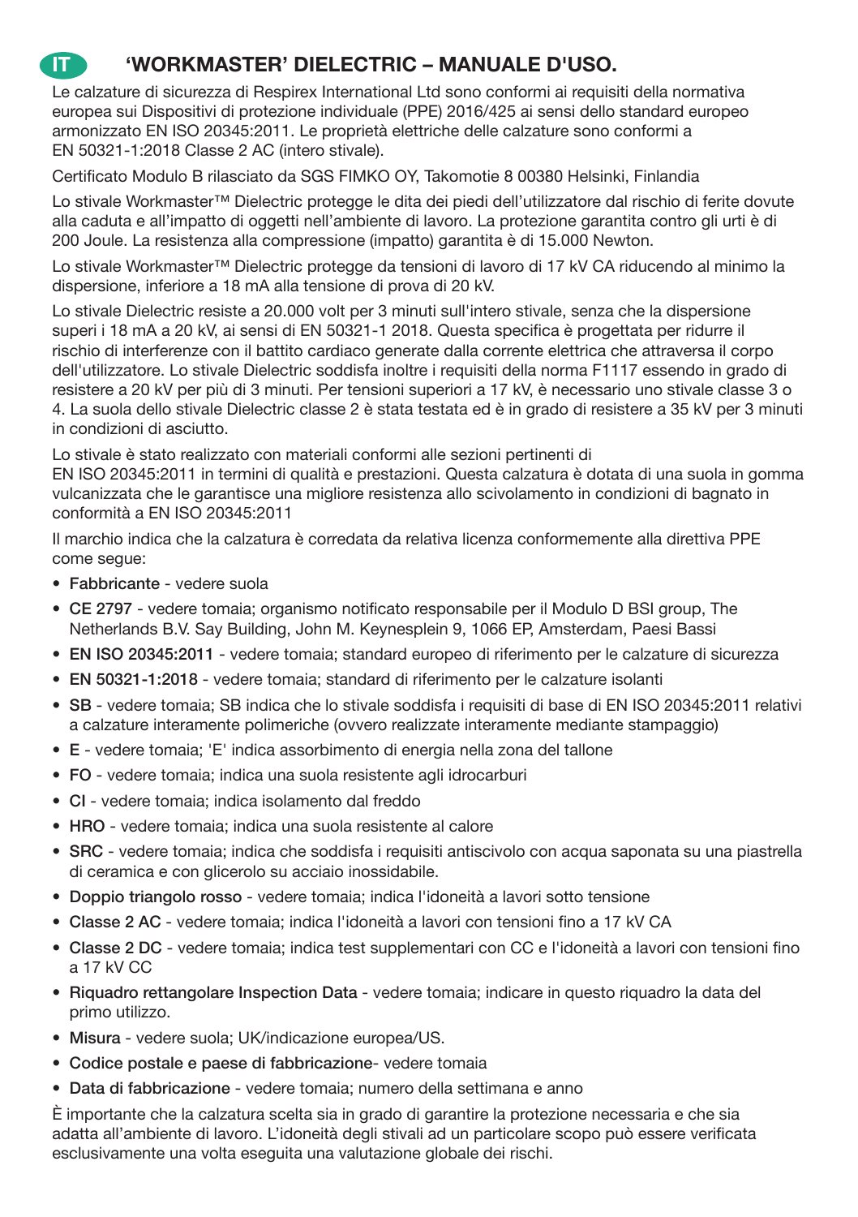# IT 'WORKMASTER' DIELECTRIC – MANUALE D'USO.

Le calzature di sicurezza di Respirex International Ltd sono conformi ai requisiti della normativa europea sui Dispositivi di protezione individuale (PPE) 2016/425 ai sensi dello standard europeo armonizzato EN ISO 20345:2011. Le proprietà elettriche delle calzature sono conformi a EN 50321-1:2018 Classe 2 AC (intero stivale).

Certificato Modulo B rilasciato da SGS FIMKO OY, Takomotie 8 00380 Helsinki, Finlandia

Lo stivale Workmaster™ Dielectric protegge le dita dei piedi dell'utilizzatore dal rischio di ferite dovute alla caduta e all'impatto di oggetti nell'ambiente di lavoro. La protezione garantita contro gli urti è di 200 Joule. La resistenza alla compressione (impatto) garantita è di 15.000 Newton.

Lo stivale Workmaster™ Dielectric protegge da tensioni di lavoro di 17 kV CA riducendo al minimo la dispersione, inferiore a 18 mA alla tensione di prova di 20 kV.

Lo stivale Dielectric resiste a 20.000 volt per 3 minuti sull'intero stivale, senza che la dispersione superi i 18 mA a 20 kV, ai sensi di EN 50321-1 2018. Questa specifica è progettata per ridurre il rischio di interferenze con il battito cardiaco generate dalla corrente elettrica che attraversa il corpo dell'utilizzatore. Lo stivale Dielectric soddisfa inoltre i requisiti della norma F1117 essendo in grado di resistere a 20 kV per più di 3 minuti. Per tensioni superiori a 17 kV, è necessario uno stivale classe 3 o 4. La suola dello stivale Dielectric classe 2 è stata testata ed è in grado di resistere a 35 kV per 3 minuti in condizioni di asciutto.

Lo stivale è stato realizzato con materiali conformi alle sezioni pertinenti di EN ISO 20345:2011 in termini di qualità e prestazioni. Questa calzatura è dotata di una suola in gomma vulcanizzata che le garantisce una migliore resistenza allo scivolamento in condizioni di bagnato in conformità a EN ISO 20345:2011

Il marchio indica che la calzatura è corredata da relativa licenza conformemente alla direttiva PPE come segue:

- **Fabbricante** - vedere suola
- **CE 2797** - vedere tomaia; organismo notificato responsabile per il Modulo D BSI group, The Netherlands B.V. Say Building, John M. Keynesplein 9, 1066 EP, Amsterdam, Paesi Bassi
- **EN ISO 20345:2011** - vedere tomaia; standard europeo di riferimento per le calzature di sicurezza
- **EN 50321-1:2018** - vedere tomaia; standard di riferimento per le calzature isolanti
- **SB** - vedere tomaia; SB indica che lo stivale soddisfa i requisiti di base di EN ISO 20345:2011 relativi a calzature interamente polimeriche (ovvero realizzate interamente mediante stampaggio)
- **E** - vedere tomaia; 'E' indica assorbimento di energia nella zona del tallone
- **FO** - vedere tomaia; indica una suola resistente agli idrocarburi
- **CI** - vedere tomaia; indica isolamento dal freddo
- **HRO** - vedere tomaia; indica una suola resistente al calore
- **SRC** - vedere tomaia; indica che soddisfa i requisiti antiscivolo con acqua saponata su una piastrella di ceramica e con glicerolo su acciaio inossidabile.
- **Doppio triangolo rosso** - vedere tomaia; indica l'idoneità a lavori sotto tensione
- **Classe 2 AC** - vedere tomaia; indica l'idoneità a lavori con tensioni fino a 17 kV CA
- **Classe 2 DC** - vedere tomaia; indica test supplementari con CC e l'idoneità a lavori con tensioni fino a 17 kV CC
- **Riquadro rettangolare Inspection Data** - vedere tomaia; indicare in questo riquadro la data del primo utilizzo.
- **Misura** - vedere suola; UK/indicazione europea/US.
- **Codice postale e paese di fabbricazione**- vedere tomaia
- **Data di fabbricazione** - vedere tomaia; numero della settimana e anno

È importante che la calzatura scelta sia in grado di garantire la protezione necessaria e che sia adatta all'ambiente di lavoro. L'idoneità degli stivali ad un particolare scopo può essere verificata esclusivamente una volta eseguita una valutazione globale dei rischi.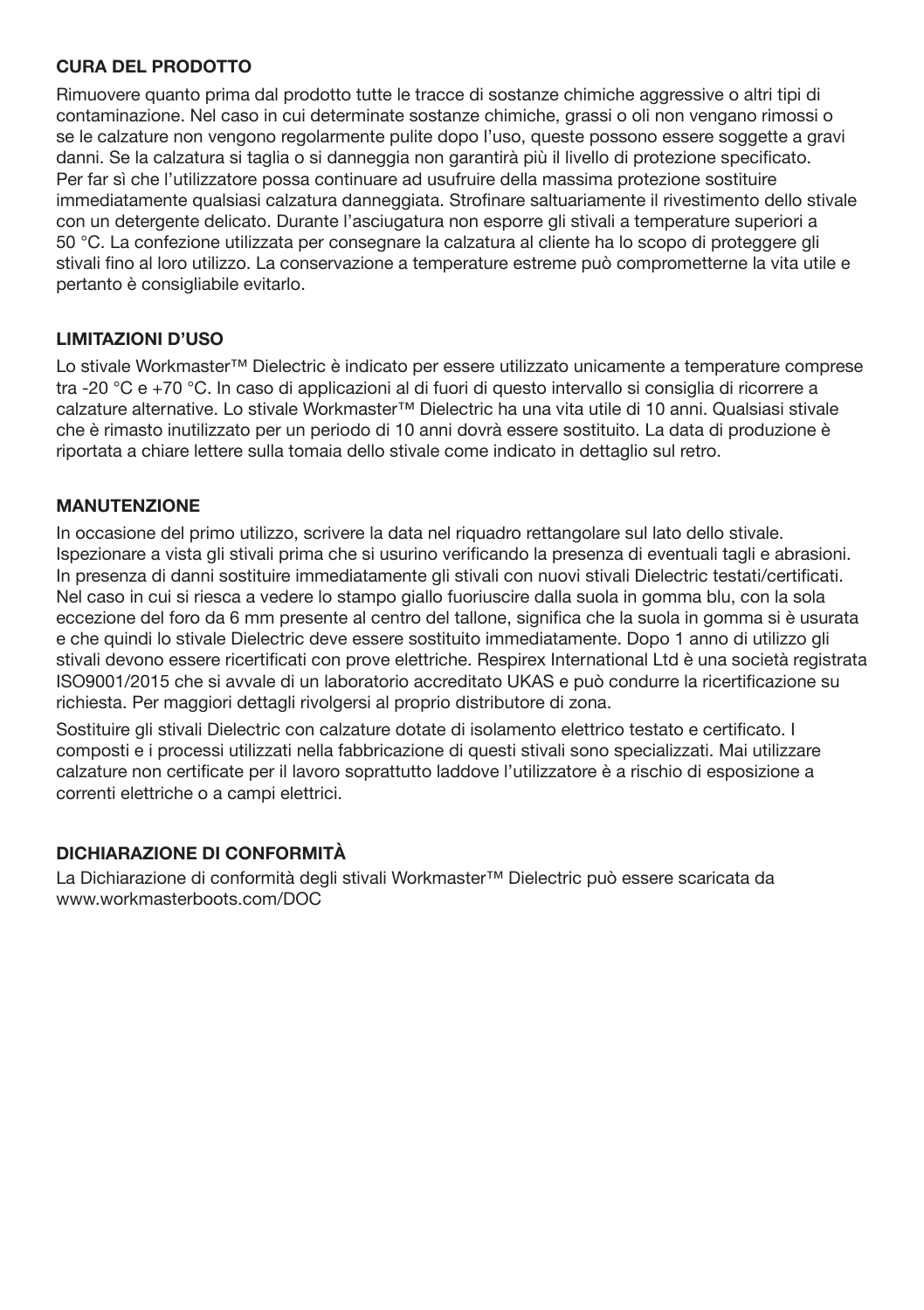## CURA DEL PRODOTTO

Rimuovere quanto prima dal prodotto tutte le tracce di sostanze chimiche aggressive o altri tipi di contaminazione. Nel caso in cui determinate sostanze chimiche, grassi o oli non vengano rimossi o se le calzature non vengono regolarmente pulite dopo l'uso, queste possono essere soggette a gravi danni. Se la calzatura si taglia o si danneggia non garantirà più il livello di protezione specificato. Per far sì che l'utilizzatore possa continuare ad usufruire della massima protezione sostituire immediatamente qualsiasi calzatura danneggiata. Strofinare saltuariamente il rivestimento dello stivale con un detergente delicato. Durante l'asciugatura non esporre gli stivali a temperature superiori a 50 °C. La confezione utilizzata per consegnare la calzatura al cliente ha lo scopo di proteggere gli stivali fino al loro utilizzo. La conservazione a temperature estreme può comprometterne la vita utile e pertanto è consigliabile evitarlo.

## LIMITAZIONI D'USO

Lo stivale Workmaster™ Dielectric è indicato per essere utilizzato unicamente a temperature comprese tra -20 °C e +70 °C. In caso di applicazioni al di fuori di questo intervallo si consiglia di ricorrere a calzature alternative. Lo stivale Workmaster™ Dielectric ha una vita utile di 10 anni. Qualsiasi stivale che è rimasto inutilizzato per un periodo di 10 anni dovrà essere sostituito. La data di produzione è riportata a chiare lettere sulla tomaia dello stivale come indicato in dettaglio sul retro.

## MANUTENZIONE

In occasione del primo utilizzo, scrivere la data nel riquadro rettangolare sul lato dello stivale. Ispezionare a vista gli stivali prima che si usurino verificando la presenza di eventuali tagli e abrasioni. In presenza di danni sostituire immediatamente gli stivali con nuovi stivali Dielectric testati/certificati. Nel caso in cui si riesca a vedere lo stampo giallo fuoriuscire dalla suola in gomma blu, con la sola eccezione del foro da 6 mm presente al centro del tallone, significa che la suola in gomma si è usurata e che quindi lo stivale Dielectric deve essere sostituito immediatamente. Dopo 1 anno di utilizzo gli stivali devono essere ricertificati con prove elettriche. Respirex International Ltd è una società registrata ISO9001/2015 che si avvale di un laboratorio accreditato UKAS e può condurre la ricertificazione su richiesta. Per maggiori dettagli rivolgersi al proprio distributore di zona.

Sostituire gli stivali Dielectric con calzature dotate di isolamento elettrico testato e certificato. I composti e i processi utilizzati nella fabbricazione di questi stivali sono specializzati. Mai utilizzare calzature non certificate per il lavoro soprattutto laddove l'utilizzatore è a rischio di esposizione a correnti elettriche o a campi elettrici.

## DICHIARAZIONE DI CONFORMITÀ

La Dichiarazione di conformità degli stivali Workmaster™ Dielectric può essere scaricata da www.workmasterboots.com/DOC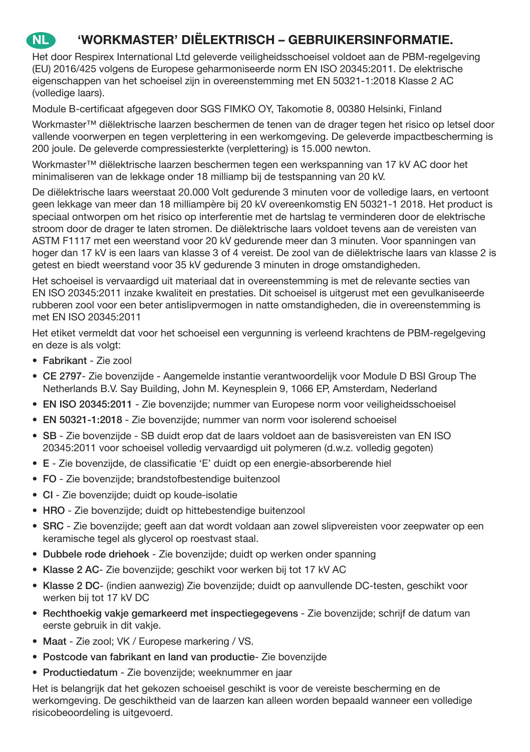# NL 'WORKMASTER' DIËLEKTRISCH – GEBRUIKERSINFORMATIE.

Het door Respirex International Ltd geleverde veiligheidsschoeisel voldoet aan de PBM-regelgeving (EU) 2016/425 volgens de Europese geharmoniseerde norm EN ISO 20345:2011. De elektrische eigenschappen van het schoeisel zijn in overeenstemming met EN 50321-1:2018 Klasse 2 AC (volledige laars).

Module B-certificaat afgegeven door SGS FIMKO OY, Takomotie 8, 00380 Helsinki, Finland

Workmaster™ diëlektrische laarzen beschermen de tenen van de drager tegen het risico op letsel door vallende voorwerpen en tegen verplettering in een werkomgeving. De geleverde impactbescherming is 200 joule. De geleverde compressiesterkte (verplettering) is 15.000 newton.

Workmaster™ diëlektrische laarzen beschermen tegen een werkspanning van 17 kV AC door het minimaliseren van de lekkage onder 18 milliamp bij de testspanning van 20 kV.

De diëlektrische laars weerstaat 20.000 Volt gedurende 3 minuten voor de volledige laars, en vertoont geen lekkage van meer dan 18 milliampère bij 20 kV overeenkomstig EN 50321-1 2018. Het product is speciaal ontworpen om het risico op interferentie met de hartslag te verminderen door de elektrische stroom door de drager te laten stromen. De diëlektrische laars voldoet tevens aan de vereisten van ASTM F1117 met een weerstand voor 20 kV gedurende meer dan 3 minuten. Voor spanningen van hoger dan 17 kV is een laars van klasse 3 of 4 vereist. De zool van de diëlektrische laars van klasse 2 is getest en biedt weerstand voor 35 kV gedurende 3 minuten in droge omstandigheden.

Het schoeisel is vervaardigd uit materiaal dat in overeenstemming is met de relevante secties van EN ISO 20345:2011 inzake kwaliteit en prestaties. Dit schoeisel is uitgerust met een gevulkaniseerde rubberen zool voor een beter antislipvermogen in natte omstandigheden, die in overeenstemming is met EN ISO 20345:2011

Het etiket vermeldt dat voor het schoeisel een vergunning is verleend krachtens de PBM-regelgeving en deze is als volgt:

- **Fabrikant** - Zie zool
- **CE 2797**- Zie bovenzijde - Aangemelde instantie verantwoordelijk voor Module D BSI Group The Netherlands B.V. Say Building, John M. Keynesplein 9, 1066 EP, Amsterdam, Nederland
- **EN ISO 20345:2011** - Zie bovenzijde; nummer van Europese norm voor veiligheidsschoeisel
- **EN 50321-1:2018** - Zie bovenzijde; nummer van norm voor isolerend schoeisel
- **SB** - Zie bovenzijde - SB duidt erop dat de laars voldoet aan de basisvereisten van EN ISO 20345:2011 voor schoeisel volledig vervaardigd uit polymeren (d.w.z. volledig gegoten)
- **E** - Zie bovenzijde, de classificatie 'E' duidt op een energie-absorberende hiel
- **FO** - Zie bovenzijde; brandstofbestendige buitenzool
- **CI** - Zie bovenzijde; duidt op koude-isolatie
- **HRO** - Zie bovenzijde; duidt op hittebestendige buitenzool
- **SRC** - Zie bovenzijde; geeft aan dat wordt voldaan aan zowel slipvereisten voor zeepwater op een keramische tegel als glycerol op roestvast staal.
- **Dubbele rode driehoek** - Zie bovenzijde; duidt op werken onder spanning
- **Klasse 2 AC**- Zie bovenzijde; geschikt voor werken bij tot 17 kV AC
- **Klasse 2 DC**- (indien aanwezig) Zie bovenzijde; duidt op aanvullende DC-testen, geschikt voor werken bij tot 17 kV DC
- **Rechthoekig vakje gemarkeerd met inspectiegegevens** - Zie bovenzijde; schrijf de datum van eerste gebruik in dit vakje.
- **Maat** - Zie zool; VK / Europese markering / VS.
- **Postcode van fabrikant en land van productie**- Zie bovenzijde
- **Productiedatum** - Zie bovenzijde; weeknummer en jaar

Het is belangrijk dat het gekozen schoeisel geschikt is voor de vereiste bescherming en de werkomgeving. De geschiktheid van de laarzen kan alleen worden bepaald wanneer een volledige risicobeoordeling is uitgevoerd.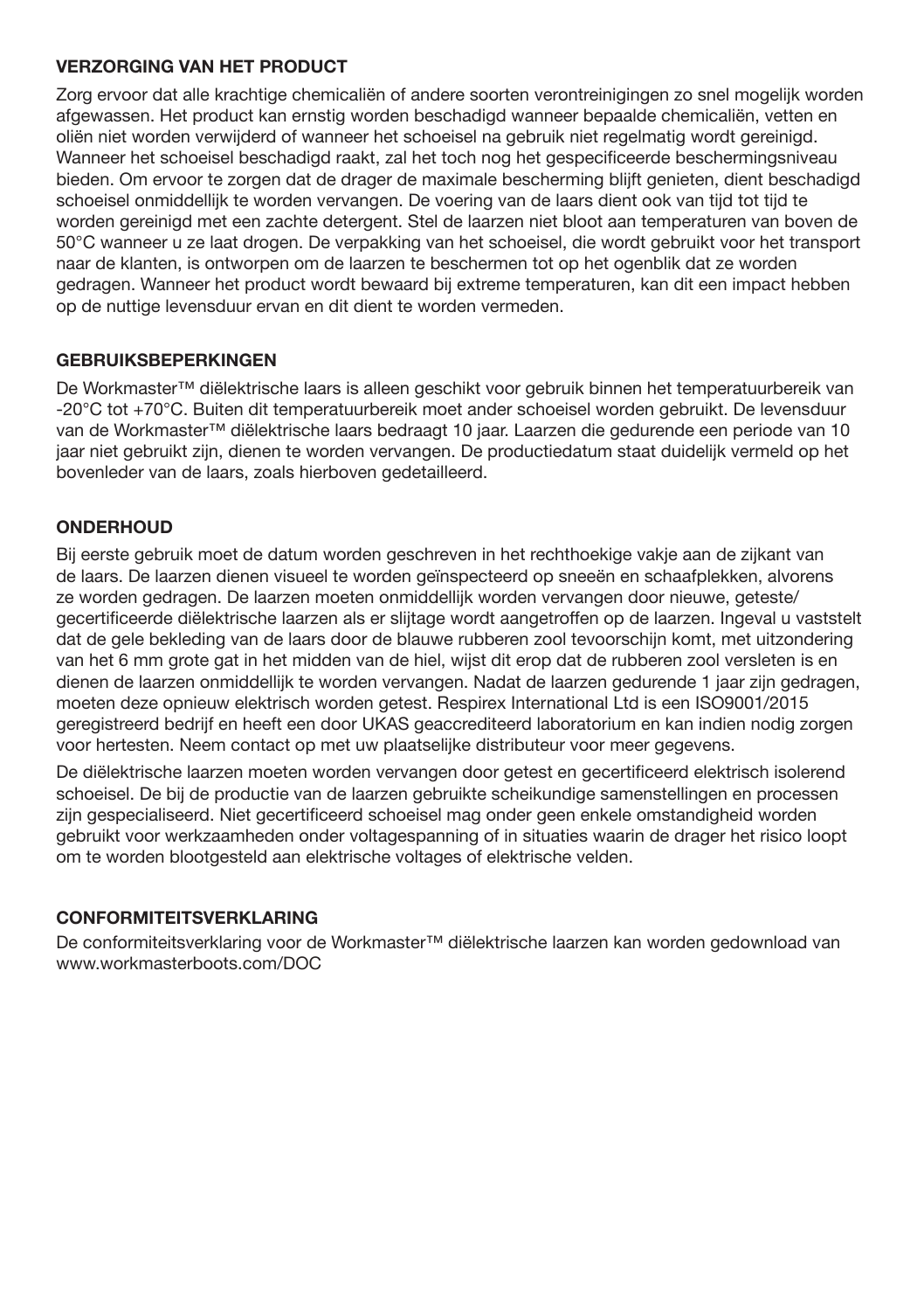## VERZORGING VAN HET PRODUCT

Zorg ervoor dat alle krachtige chemicaliën of andere soorten verontreinigingen zo snel mogelijk worden afgewassen. Het product kan ernstig worden beschadigd wanneer bepaalde chemicaliën, vetten en oliën niet worden verwijderd of wanneer het schoeisel na gebruik niet regelmatig wordt gereinigd. Wanneer het schoeisel beschadigd raakt, zal het toch nog het gespecificeerde beschermingsniveau bieden. Om ervoor te zorgen dat de drager de maximale bescherming blijft genieten, dient beschadigd schoeisel onmiddellijk te worden vervangen. De voering van de laars dient ook van tijd tot tijd te worden gereinigd met een zachte detergent. Stel de laarzen niet bloot aan temperaturen van boven de 50°C wanneer u ze laat drogen. De verpakking van het schoeisel, die wordt gebruikt voor het transport naar de klanten, is ontworpen om de laarzen te beschermen tot op het ogenblik dat ze worden gedragen. Wanneer het product wordt bewaard bij extreme temperaturen, kan dit een impact hebben op de nuttige levensduur ervan en dit dient te worden vermeden.

## GEBRUIKSBEPERKINGEN

De Workmaster™ diëlektrische laars is alleen geschikt voor gebruik binnen het temperatuurbereik van -20°C tot +70°C. Buiten dit temperatuurbereik moet ander schoeisel worden gebruikt. De levensduur van de Workmaster™ diëlektrische laars bedraagt 10 jaar. Laarzen die gedurende een periode van 10 jaar niet gebruikt zijn, dienen te worden vervangen. De productiedatum staat duidelijk vermeld op het bovenleder van de laars, zoals hierboven gedetailleerd.

## ONDERHOUD

Bij eerste gebruik moet de datum worden geschreven in het rechthoekige vakje aan de zijkant van de laars. De laarzen dienen visueel te worden geïnspecteerd op sneeën en schaafplekken, alvorens ze worden gedragen. De laarzen moeten onmiddellijk worden vervangen door nieuwe, geteste/gecertificeerde diëlektrische laarzen als er slijtage wordt aangetroffen op de laarzen. Ingeval u vaststelt dat de gele bekleding van de laars door de blauwe rubberen zool tevoorschijn komt, met uitzondering van het 6 mm grote gat in het midden van de hiel, wijst dit erop dat de rubberen zool versleten is en dienen de laarzen onmiddellijk te worden vervangen. Nadat de laarzen gedurende 1 jaar zijn gedragen, moeten deze opnieuw elektrisch worden getest. Respirex International Ltd is een ISO9001/2015 geregistreerd bedrijf en heeft een door UKAS geaccrediteerd laboratorium en kan indien nodig zorgen voor hertesten. Neem contact op met uw plaatselijke distributeur voor meer gegevens.

De diëlektrische laarzen moeten worden vervangen door getest en gecertificeerd elektrisch isolerend schoeisel. De bij de productie van de laarzen gebruikte scheikundige samenstellingen en processen zijn gespecialiseerd. Niet gecertificeerd schoeisel mag onder geen enkele omstandigheid worden gebruikt voor werkzaamheden onder voltagespanning of in situaties waarin de drager het risico loopt om te worden blootgesteld aan elektrische voltages of elektrische velden.

## CONFORMITEITSVERKLARING

De conformiteitsverklaring voor de Workmaster™ diëlektrische laarzen kan worden gedownload van www.workmasterboots.com/DOC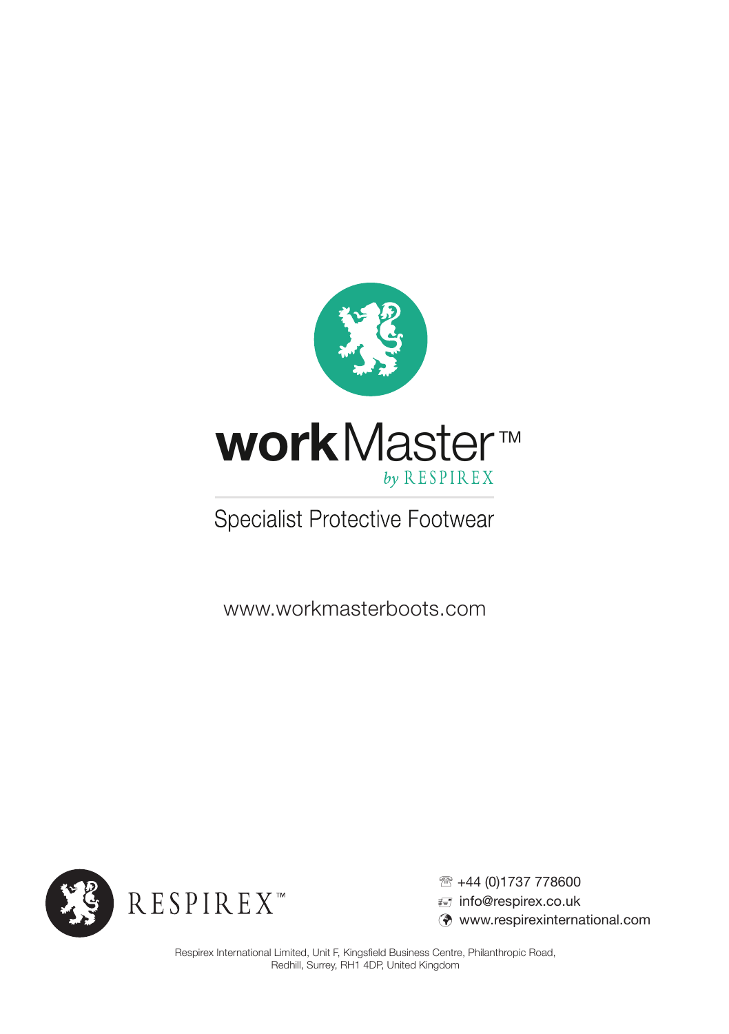workMaster™

*by* RESPIREX

Specialist Protective Footwear

www.workmasterboots.com

RESPIREX™

+44 (0)1737 778600

info@respirex.co.uk

www.respirexinternational.com

Respirex International Limited, Unit F, Kingsfield Business Centre, Philanthropic Road, Redhill, Surrey, RH1 4DP, United Kingdom